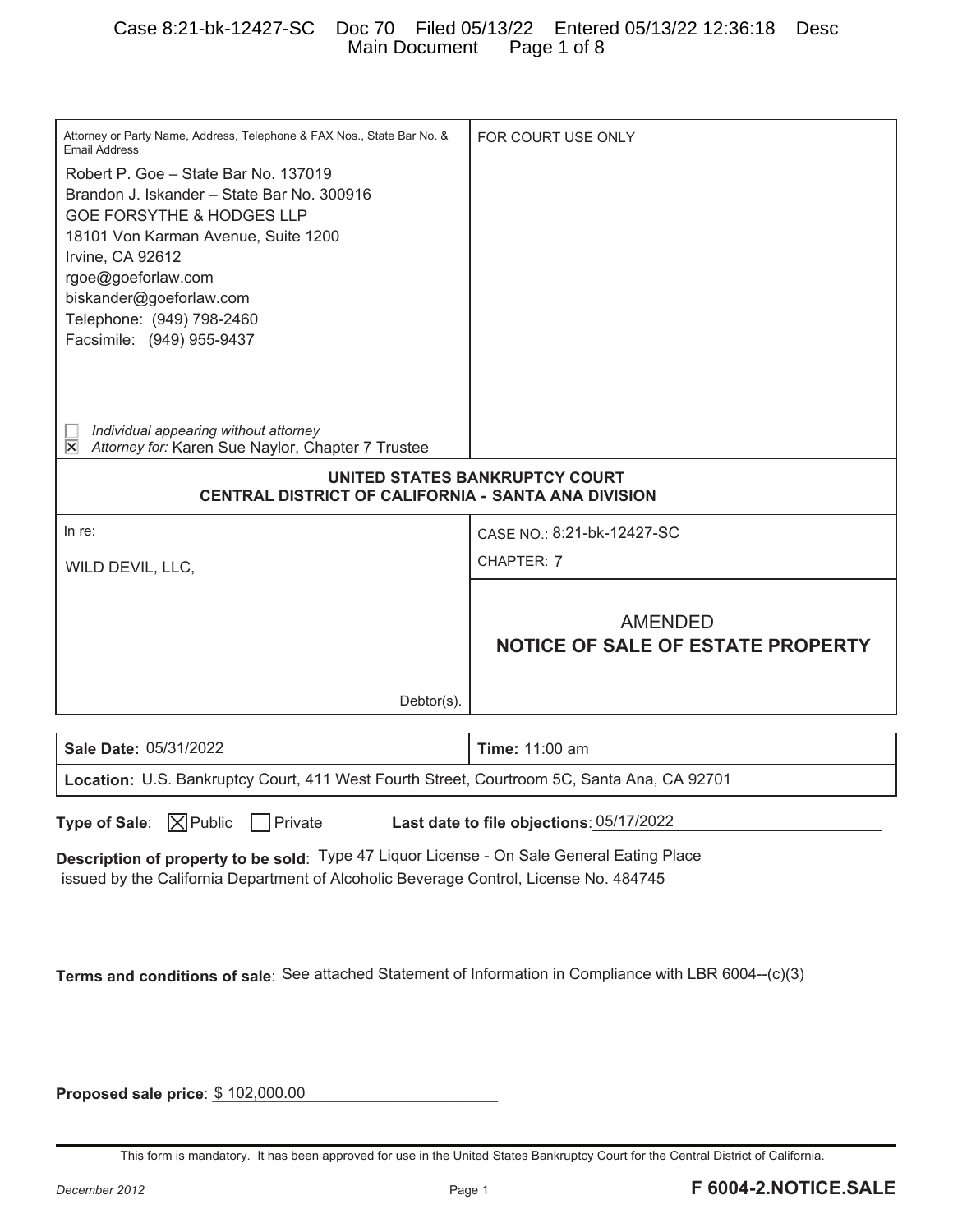Attorney or Party Name, Address, Telephone & FAX Nos., State Bar No. & Email Address

Robert P. Goe – State Bar No. 137019
Brandon J. Iskander – State Bar No. 300916
GOE FORSYTHE & HODGES LLP
18101 Von Karman Avenue, Suite 1200
Irvine, CA 92612
rgoe@goeforlaw.com
biskander@goeforlaw.com
Telephone: (949) 798-2460
Facsimile: (949) 955-9437

☐ *Individual appearing without attorney*
☒ *Attorney for:* Karen Sue Naylor, Chapter 7 Trustee

FOR COURT USE ONLY

**UNITED STATES BANKRUPTCY COURT**
**CENTRAL DISTRICT OF CALIFORNIA - SANTA ANA DIVISION**

In re:

WILD DEVIL, LLC,

Debtor(s).

CASE NO.: 8:21-bk-12427-SC

CHAPTER: 7

## AMENDED NOTICE OF SALE OF ESTATE PROPERTY

| **Sale Date:** 05/31/2022 | **Time:** 11:00 am |
|---|---|
| **Location:** U.S. Bankruptcy Court, 411 West Fourth Street, Courtroom 5C, Santa Ana, CA 92701 | |

**Type of Sale**: ☒ Public ☐ Private **Last date to file objections**: 05/17/2022

**Description of property to be sold**: Type 47 Liquor License - On Sale General Eating Place issued by the California Department of Alcoholic Beverage Control, License No. 484745

**Terms and conditions of sale**: See attached Statement of Information in Compliance with LBR 6004--(c)(3)

**Proposed sale price**: $ 102,000.00

This form is mandatory. It has been approved for use in the United States Bankruptcy Court for the Central District of California.

December 2012 **F 6004-2.NOTICE.SALE**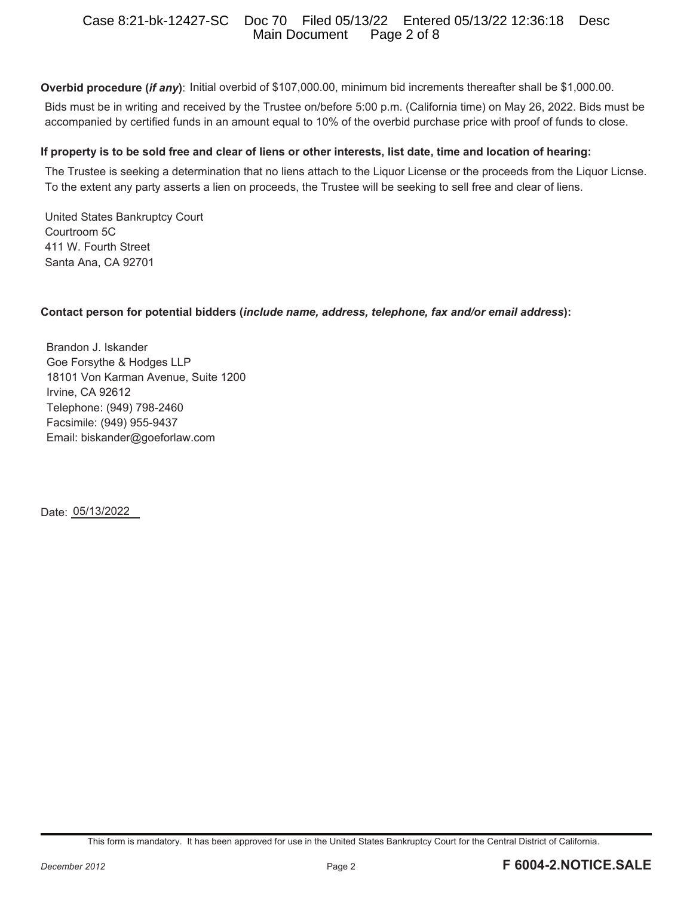**Overbid procedure (*if any*)**: Initial overbid of $107,000.00, minimum bid increments thereafter shall be $1,000.00.

Bids must be in writing and received by the Trustee on/before 5:00 p.m. (California time) on May 26, 2022. Bids must be accompanied by certified funds in an amount equal to 10% of the overbid purchase price with proof of funds to close.

**If property is to be sold free and clear of liens or other interests, list date, time and location of hearing:**

The Trustee is seeking a determination that no liens attach to the Liquor License or the proceeds from the Liquor Licnse. To the extent any party asserts a lien on proceeds, the Trustee will be seeking to sell free and clear of liens.

United States Bankruptcy Court
Courtroom 5C
411 W. Fourth Street
Santa Ana, CA 92701

**Contact person for potential bidders (*include name, address, telephone, fax and/or email address*):**

Brandon J. Iskander
Goe Forsythe & Hodges LLP
18101 Von Karman Avenue, Suite 1200
Irvine, CA 92612
Telephone: (949) 798-2460
Facsimile: (949) 955-9437
Email: biskander@goeforlaw.com

Date: 05/13/2022

This form is mandatory. It has been approved for use in the United States Bankruptcy Court for the Central District of California.

December 2012 **F 6004-2.NOTICE.SALE**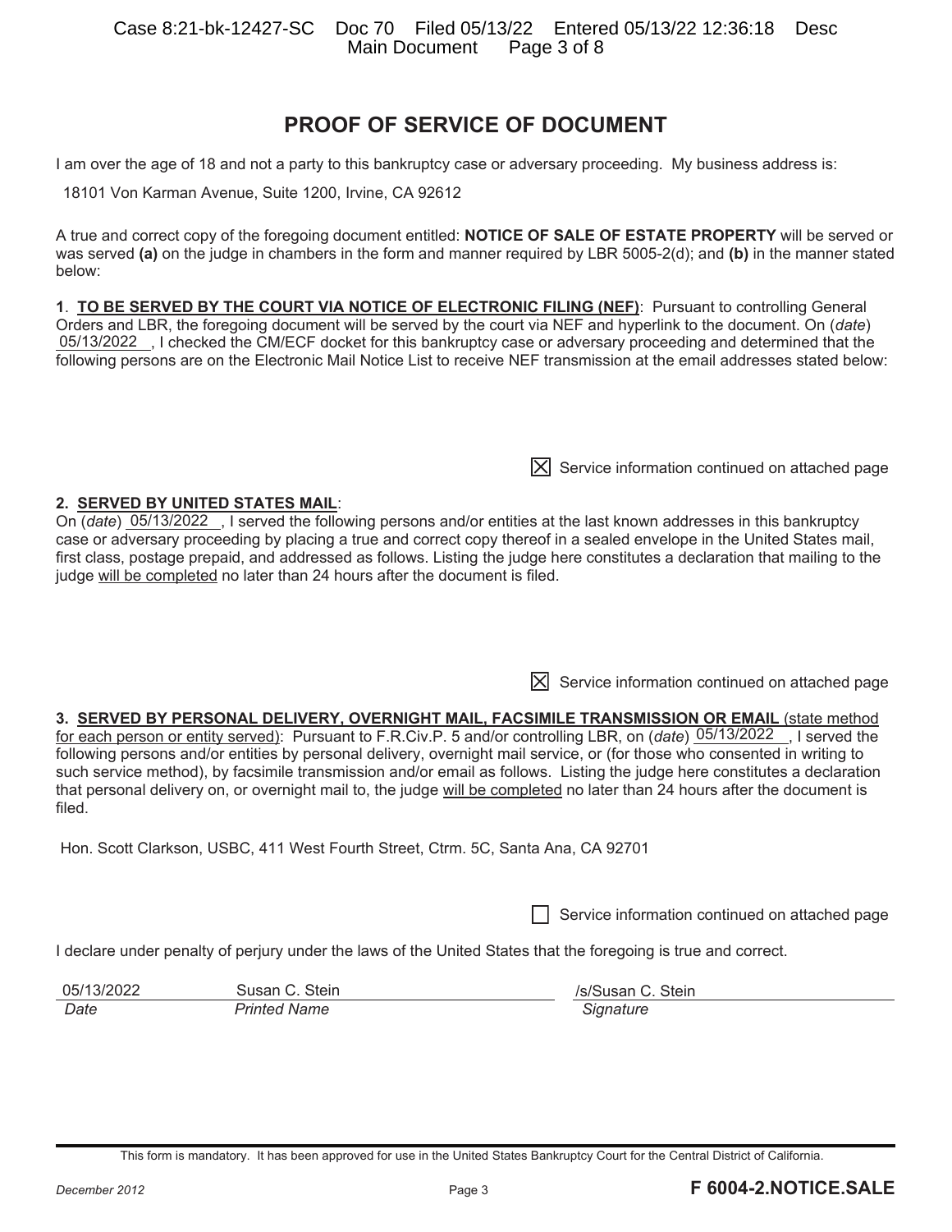# PROOF OF SERVICE OF DOCUMENT

I am over the age of 18 and not a party to this bankruptcy case or adversary proceeding. My business address is:

18101 Von Karman Avenue, Suite 1200, Irvine, CA 92612

A true and correct copy of the foregoing document entitled: **NOTICE OF SALE OF ESTATE PROPERTY** will be served or was served **(a)** on the judge in chambers in the form and manner required by LBR 5005-2(d); and **(b)** in the manner stated below:

**1**. **TO BE SERVED BY THE COURT VIA NOTICE OF ELECTRONIC FILING (NEF)**: Pursuant to controlling General Orders and LBR, the foregoing document will be served by the court via NEF and hyperlink to the document. On (*date*) 05/13/2022, I checked the CM/ECF docket for this bankruptcy case or adversary proceeding and determined that the following persons are on the Electronic Mail Notice List to receive NEF transmission at the email addresses stated below:

☒ Service information continued on attached page

**2. SERVED BY UNITED STATES MAIL**:
On (*date*) 05/13/2022, I served the following persons and/or entities at the last known addresses in this bankruptcy case or adversary proceeding by placing a true and correct copy thereof in a sealed envelope in the United States mail, first class, postage prepaid, and addressed as follows. Listing the judge here constitutes a declaration that mailing to the judge will be completed no later than 24 hours after the document is filed.

☒ Service information continued on attached page

**3. SERVED BY PERSONAL DELIVERY, OVERNIGHT MAIL, FACSIMILE TRANSMISSION OR EMAIL** (state method for each person or entity served): Pursuant to F.R.Civ.P. 5 and/or controlling LBR, on (*date*) 05/13/2022, I served the following persons and/or entities by personal delivery, overnight mail service, or (for those who consented in writing to such service method), by facsimile transmission and/or email as follows. Listing the judge here constitutes a declaration that personal delivery on, or overnight mail to, the judge will be completed no later than 24 hours after the document is filed.

Hon. Scott Clarkson, USBC, 411 West Fourth Street, Ctrm. 5C, Santa Ana, CA 92701

☐ Service information continued on attached page

I declare under penalty of perjury under the laws of the United States that the foregoing is true and correct.

| 05/13/2022 | Susan C. Stein | /s/Susan C. Stein |
|---|---|---|
| *Date* | *Printed Name* | *Signature* |

This form is mandatory. It has been approved for use in the United States Bankruptcy Court for the Central District of California.

December 2012 **F 6004-2.NOTICE.SALE**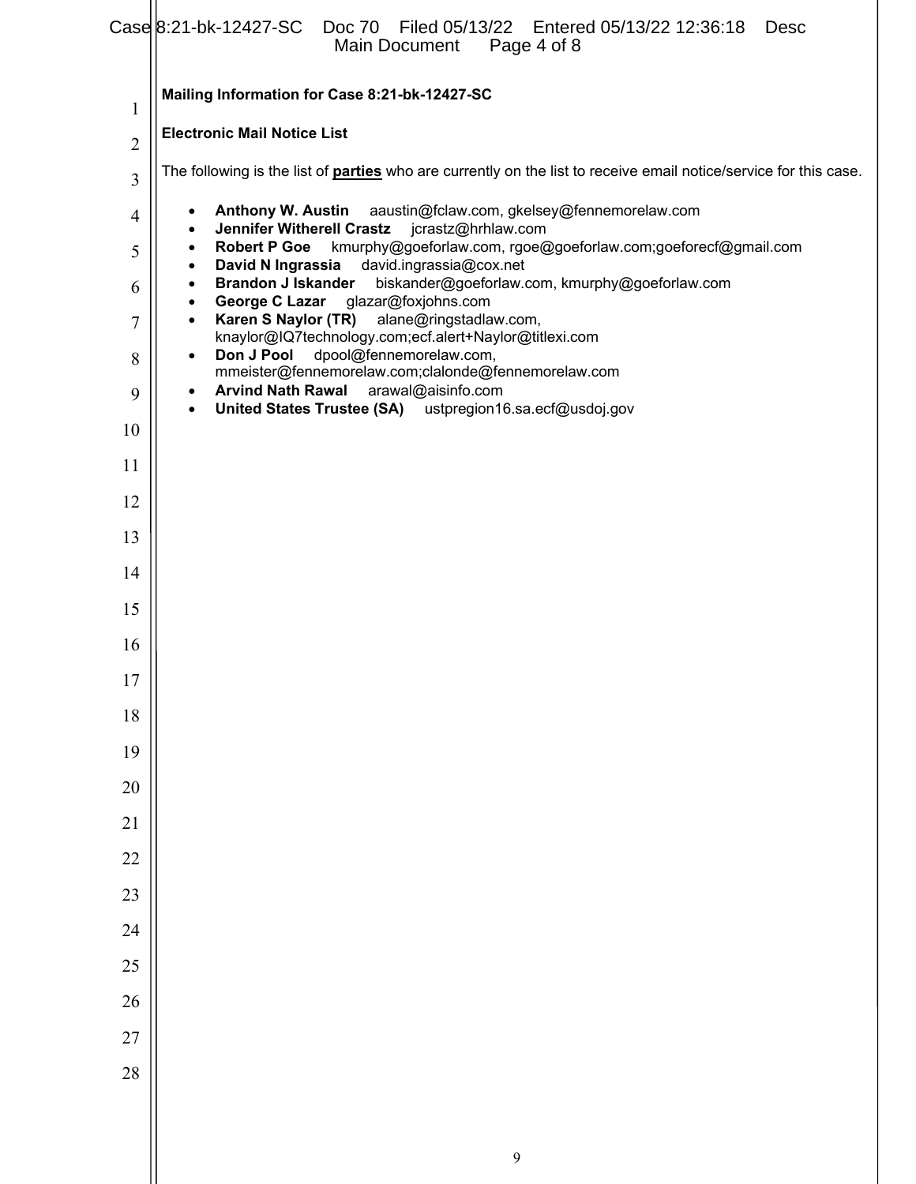**Mailing Information for Case 8:21-bk-12427-SC**

**Electronic Mail Notice List**

The following is the list of **parties** who are currently on the list to receive email notice/service for this case.

- **Anthony W. Austin** aaustin@fclaw.com, gkelsey@fennemorelaw.com
- **Jennifer Witherell Crastz** jcrastz@hrhlaw.com
- **Robert P Goe** kmurphy@goeforlaw.com, rgoe@goeforlaw.com;goeforecf@gmail.com
- **David N Ingrassia** david.ingrassia@cox.net
- **Brandon J Iskander** biskander@goeforlaw.com, kmurphy@goeforlaw.com
- **George C Lazar** glazar@foxjohns.com
- **Karen S Naylor (TR)** alane@ringstadlaw.com, knaylor@IQ7technology.com;ecf.alert+Naylor@titlexi.com
- **Don J Pool** dpool@fennemorelaw.com, mmeister@fennemorelaw.com;clalonde@fennemorelaw.com
- **Arvind Nath Rawal** arawal@aisinfo.com
- **United States Trustee (SA)** ustpregion16.sa.ecf@usdoj.gov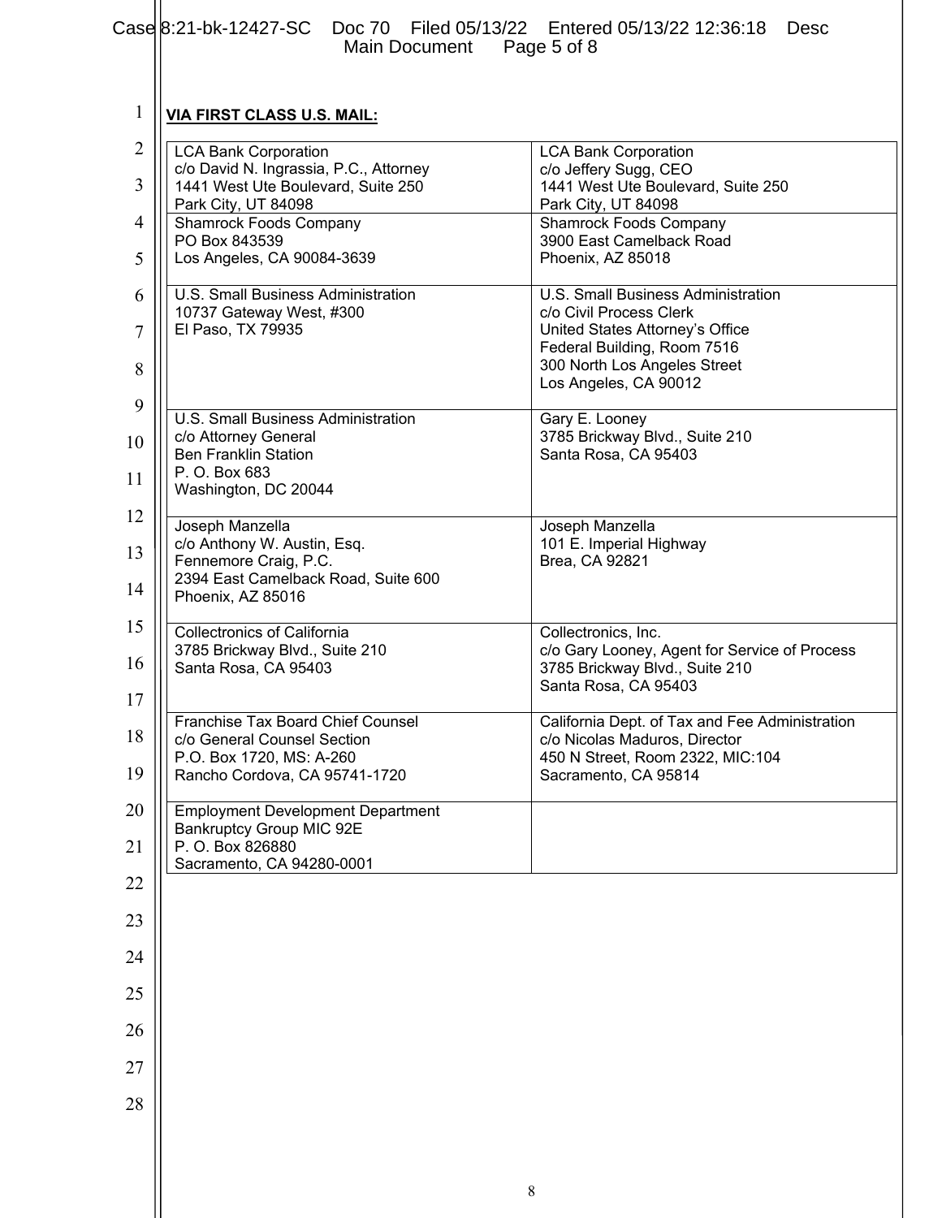**VIA FIRST CLASS U.S. MAIL:**

| | |
|---|---|
| LCA Bank Corporation<br>c/o David N. Ingrassia, P.C., Attorney<br>1441 West Ute Boulevard, Suite 250<br>Park City, UT 84098 | LCA Bank Corporation<br>c/o Jeffery Sugg, CEO<br>1441 West Ute Boulevard, Suite 250<br>Park City, UT 84098 |
| Shamrock Foods Company<br>PO Box 843539<br>Los Angeles, CA 90084-3639 | Shamrock Foods Company<br>3900 East Camelback Road<br>Phoenix, AZ 85018 |
| U.S. Small Business Administration<br>10737 Gateway West, #300<br>El Paso, TX 79935 | U.S. Small Business Administration<br>c/o Civil Process Clerk<br>United States Attorney's Office<br>Federal Building, Room 7516<br>300 North Los Angeles Street<br>Los Angeles, CA 90012 |
| U.S. Small Business Administration<br>c/o Attorney General<br>Ben Franklin Station<br>P. O. Box 683<br>Washington, DC 20044 | Gary E. Looney<br>3785 Brickway Blvd., Suite 210<br>Santa Rosa, CA 95403 |
| Joseph Manzella<br>c/o Anthony W. Austin, Esq.<br>Fennemore Craig, P.C.<br>2394 East Camelback Road, Suite 600<br>Phoenix, AZ 85016 | Joseph Manzella<br>101 E. Imperial Highway<br>Brea, CA 92821 |
| Collectronics of California<br>3785 Brickway Blvd., Suite 210<br>Santa Rosa, CA 95403 | Collectronics, Inc.<br>c/o Gary Looney, Agent for Service of Process<br>3785 Brickway Blvd., Suite 210<br>Santa Rosa, CA 95403 |
| Franchise Tax Board Chief Counsel<br>c/o General Counsel Section<br>P.O. Box 1720, MS: A-260<br>Rancho Cordova, CA 95741-1720 | California Dept. of Tax and Fee Administration<br>c/o Nicolas Maduros, Director<br>450 N Street, Room 2322, MIC:104<br>Sacramento, CA 95814 |
| Employment Development Department<br>Bankruptcy Group MIC 92E<br>P. O. Box 826880<br>Sacramento, CA 94280-0001 | |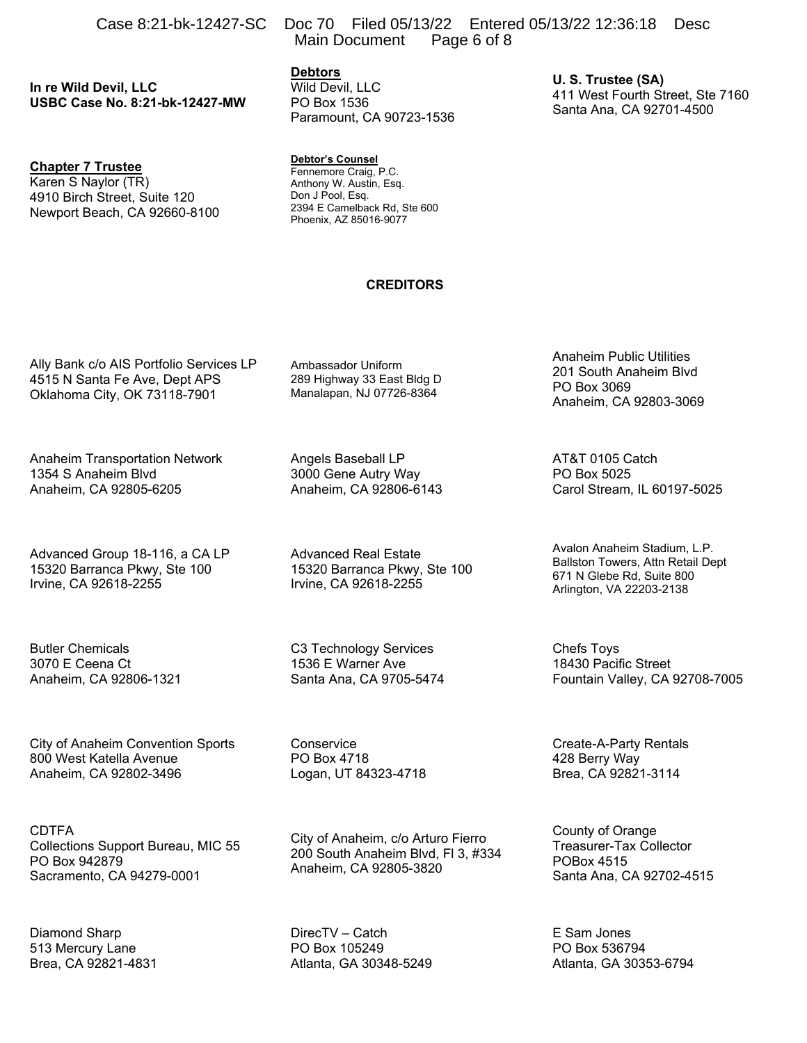**In re Wild Devil, LLC**
**USBC Case No. 8:21-bk-12427-MW**

**Debtors**
Wild Devil, LLC
PO Box 1536
Paramount, CA 90723-1536

**U. S. Trustee (SA)**
411 West Fourth Street, Ste 7160
Santa Ana, CA 92701-4500

**Chapter 7 Trustee**
Karen S Naylor (TR)
4910 Birch Street, Suite 120
Newport Beach, CA 92660-8100

**Debtor's Counsel**
Fennemore Craig, P.C.
Anthony W. Austin, Esq.
Don J Pool, Esq.
2394 E Camelback Rd, Ste 600
Phoenix, AZ 85016-9077

**CREDITORS**

Ally Bank c/o AIS Portfolio Services LP
4515 N Santa Fe Ave, Dept APS
Oklahoma City, OK 73118-7901

Ambassador Uniform
289 Highway 33 East Bldg D
Manalapan, NJ 07726-8364

Anaheim Public Utilities
201 South Anaheim Blvd
PO Box 3069
Anaheim, CA 92803-3069

Anaheim Transportation Network
1354 S Anaheim Blvd
Anaheim, CA 92805-6205

Angels Baseball LP
3000 Gene Autry Way
Anaheim, CA 92806-6143

AT&T 0105 Catch
PO Box 5025
Carol Stream, IL 60197-5025

Advanced Group 18-116, a CA LP
15320 Barranca Pkwy, Ste 100
Irvine, CA 92618-2255

Advanced Real Estate
15320 Barranca Pkwy, Ste 100
Irvine, CA 92618-2255

Avalon Anaheim Stadium, L.P.
Ballston Towers, Attn Retail Dept
671 N Glebe Rd, Suite 800
Arlington, VA 22203-2138

Butler Chemicals
3070 E Ceena Ct
Anaheim, CA 92806-1321

C3 Technology Services
1536 E Warner Ave
Santa Ana, CA 9705-5474

Chefs Toys
18430 Pacific Street
Fountain Valley, CA 92708-7005

City of Anaheim Convention Sports
800 West Katella Avenue
Anaheim, CA 92802-3496

Conservice
PO Box 4718
Logan, UT 84323-4718

Create-A-Party Rentals
428 Berry Way
Brea, CA 92821-3114

CDTFA
Collections Support Bureau, MIC 55
PO Box 942879
Sacramento, CA 94279-0001

City of Anaheim, c/o Arturo Fierro
200 South Anaheim Blvd, Fl 3, #334
Anaheim, CA 92805-3820

County of Orange
Treasurer-Tax Collector
POBox 4515
Santa Ana, CA 92702-4515

Diamond Sharp
513 Mercury Lane
Brea, CA 92821-4831

DirecTV – Catch
PO Box 105249
Atlanta, GA 30348-5249

E Sam Jones
PO Box 536794
Atlanta, GA 30353-6794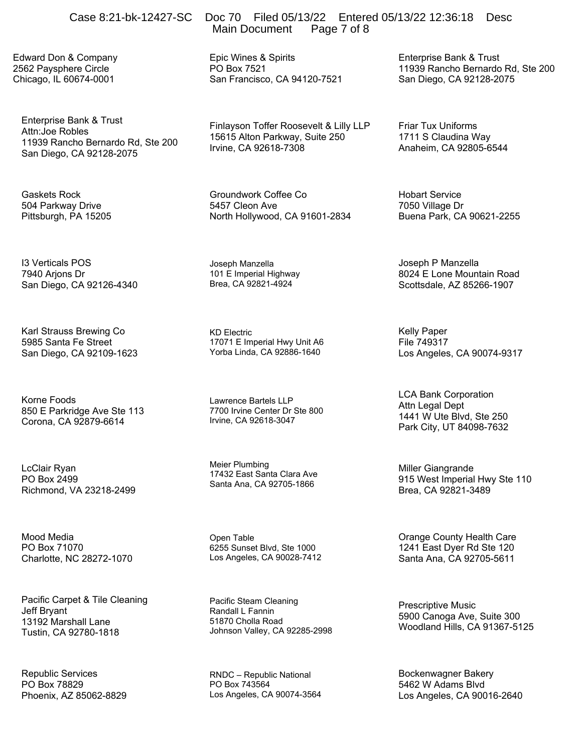Edward Don & Company
2562 Paysphere Circle
Chicago, IL 60674-0001

Epic Wines & Spirits
PO Box 7521
San Francisco, CA 94120-7521

Enterprise Bank & Trust
11939 Rancho Bernardo Rd, Ste 200
San Diego, CA 92128-2075

Enterprise Bank & Trust
Attn:Joe Robles
11939 Rancho Bernardo Rd, Ste 200
San Diego, CA 92128-2075

Finlayson Toffer Roosevelt & Lilly LLP
15615 Alton Parkway, Suite 250
Irvine, CA 92618-7308

Friar Tux Uniforms
1711 S Claudina Way
Anaheim, CA 92805-6544

Gaskets Rock
504 Parkway Drive
Pittsburgh, PA 15205

Groundwork Coffee Co
5457 Cleon Ave
North Hollywood, CA 91601-2834

Hobart Service
7050 Village Dr
Buena Park, CA 90621-2255

I3 Verticals POS
7940 Arjons Dr
San Diego, CA 92126-4340

Joseph Manzella
101 E Imperial Highway
Brea, CA 92821-4924

Joseph P Manzella
8024 E Lone Mountain Road
Scottsdale, AZ 85266-1907

Karl Strauss Brewing Co
5985 Santa Fe Street
San Diego, CA 92109-1623

KD Electric
17071 E Imperial Hwy Unit A6
Yorba Linda, CA 92886-1640

Kelly Paper
File 749317
Los Angeles, CA 90074-9317

Korne Foods
850 E Parkridge Ave Ste 113
Corona, CA 92879-6614

Lawrence Bartels LLP
7700 Irvine Center Dr Ste 800
Irvine, CA 92618-3047

LCA Bank Corporation
Attn Legal Dept
1441 W Ute Blvd, Ste 250
Park City, UT 84098-7632

LcClair Ryan
PO Box 2499
Richmond, VA 23218-2499

Meier Plumbing
17432 East Santa Clara Ave
Santa Ana, CA 92705-1866

Miller Giangrande
915 West Imperial Hwy Ste 110
Brea, CA 92821-3489

Mood Media
PO Box 71070
Charlotte, NC 28272-1070

Open Table
6255 Sunset Blvd, Ste 1000
Los Angeles, CA 90028-7412

Orange County Health Care
1241 East Dyer Rd Ste 120
Santa Ana, CA 92705-5611

Pacific Carpet & Tile Cleaning
Jeff Bryant
13192 Marshall Lane
Tustin, CA 92780-1818

Pacific Steam Cleaning
Randall L Fannin
51870 Cholla Road
Johnson Valley, CA 92285-2998

Prescriptive Music
5900 Canoga Ave, Suite 300
Woodland Hills, CA 91367-5125

Republic Services
PO Box 78829
Phoenix, AZ 85062-8829

RNDC – Republic National
PO Box 743564
Los Angeles, CA 90074-3564

Bockenwagner Bakery
5462 W Adams Blvd
Los Angeles, CA 90016-2640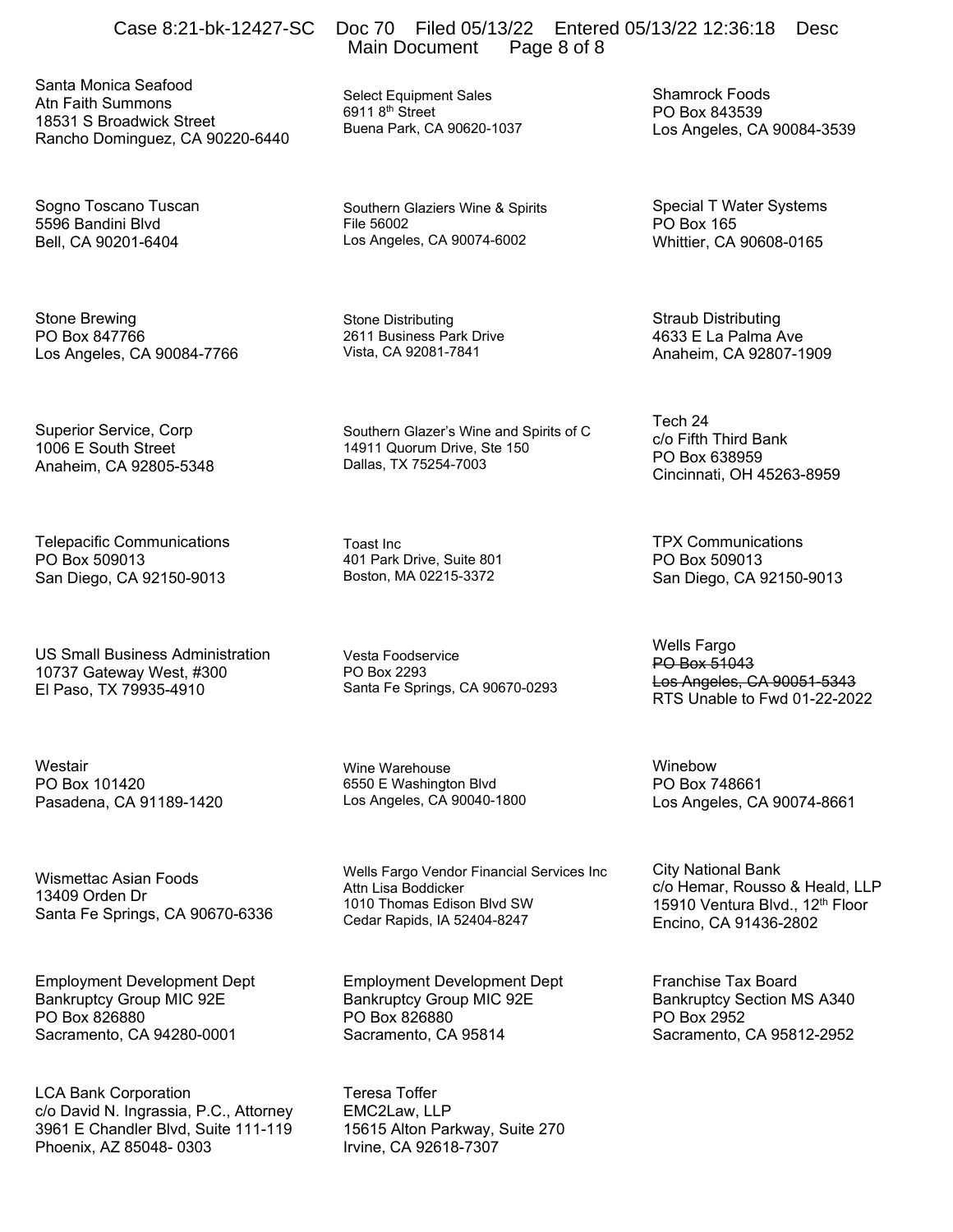Santa Monica Seafood
Atn Faith Summons
18531 S Broadwick Street
Rancho Dominguez, CA 90220-6440

Select Equipment Sales
6911 8th Street
Buena Park, CA 90620-1037

Shamrock Foods
PO Box 843539
Los Angeles, CA 90084-3539

Sogno Toscano Tuscan
5596 Bandini Blvd
Bell, CA 90201-6404

Southern Glaziers Wine & Spirits
File 56002
Los Angeles, CA 90074-6002

Special T Water Systems
PO Box 165
Whittier, CA 90608-0165

Stone Brewing
PO Box 847766
Los Angeles, CA 90084-7766

Stone Distributing
2611 Business Park Drive
Vista, CA 92081-7841

Straub Distributing
4633 E La Palma Ave
Anaheim, CA 92807-1909

Superior Service, Corp
1006 E South Street
Anaheim, CA 92805-5348

Southern Glazer's Wine and Spirits of C
14911 Quorum Drive, Ste 150
Dallas, TX 75254-7003

Tech 24
c/o Fifth Third Bank
PO Box 638959
Cincinnati, OH 45263-8959

Telepacific Communications
PO Box 509013
San Diego, CA 92150-9013

Toast Inc
401 Park Drive, Suite 801
Boston, MA 02215-3372

TPX Communications
PO Box 509013
San Diego, CA 92150-9013

US Small Business Administration
10737 Gateway West, #300
El Paso, TX 79935-4910

Vesta Foodservice
PO Box 2293
Santa Fe Springs, CA 90670-0293

Wells Fargo
~~PO Box 51043~~
~~Los Angeles, CA 90051-5343~~
RTS Unable to Fwd 01-22-2022

Westair
PO Box 101420
Pasadena, CA 91189-1420

Wine Warehouse
6550 E Washington Blvd
Los Angeles, CA 90040-1800

Winebow
PO Box 748661
Los Angeles, CA 90074-8661

Wismettac Asian Foods
13409 Orden Dr
Santa Fe Springs, CA 90670-6336

Wells Fargo Vendor Financial Services Inc
Attn Lisa Boddicker
1010 Thomas Edison Blvd SW
Cedar Rapids, IA 52404-8247

City National Bank
c/o Hemar, Rousso & Heald, LLP
15910 Ventura Blvd., 12th Floor
Encino, CA 91436-2802

Employment Development Dept
Bankruptcy Group MIC 92E
PO Box 826880
Sacramento, CA 94280-0001

Employment Development Dept
Bankruptcy Group MIC 92E
PO Box 826880
Sacramento, CA 95814

Franchise Tax Board
Bankruptcy Section MS A340
PO Box 2952
Sacramento, CA 95812-2952

LCA Bank Corporation
c/o David N. Ingrassia, P.C., Attorney
3961 E Chandler Blvd, Suite 111-119
Phoenix, AZ 85048- 0303

Teresa Toffer
EMC2Law, LLP
15615 Alton Parkway, Suite 270
Irvine, CA 92618-7307